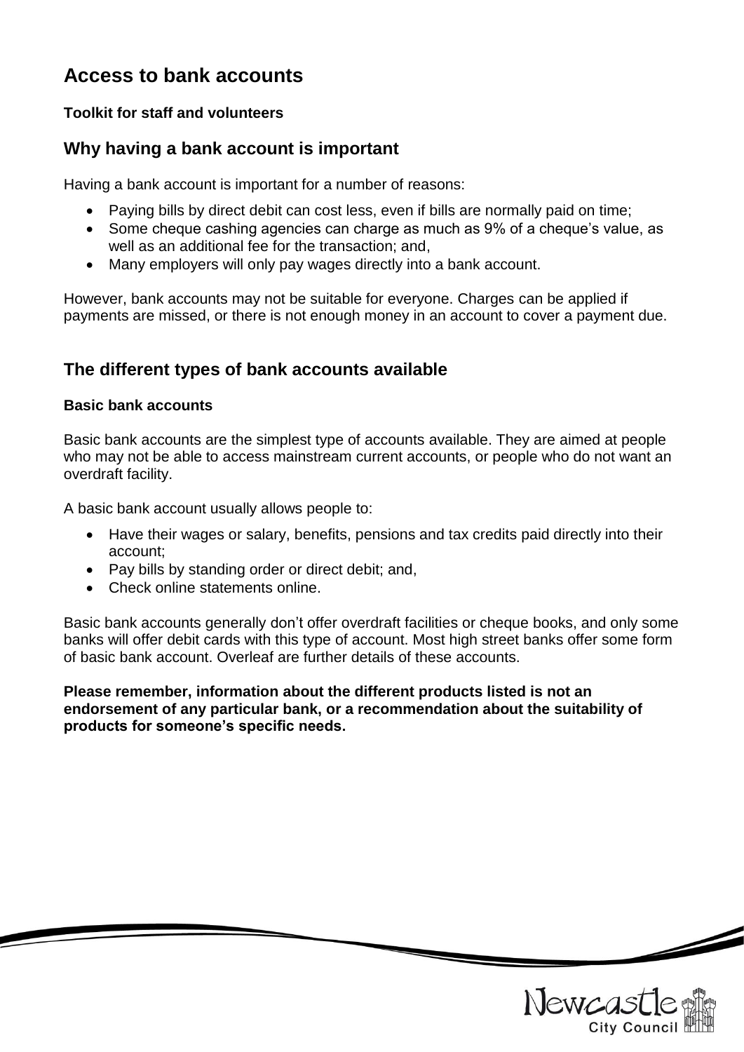# Access to bank accounts

**Toolkit for staff and volunteers**

## Why having a bank account is important

Having a bank account is important for a number of reasons:

- Paying bills by direct debit can cost less, even if bills are normally paid on time;
- Some cheque cashing agencies can charge as much as 9% of a cheque's value, as well as an additional fee for the transaction; and,
- Many employers will only pay wages directly into a bank account.

However, bank accounts may not be suitable for everyone. Charges can be applied if payments are missed, or there is not enough money in an account to cover a payment due.

## The different types of bank accounts available

### Basic bank accounts

Basic bank accounts are the simplest type of accounts available. They are aimed at people who may not be able to access mainstream current accounts, or people who do not want an overdraft facility.

A basic bank account usually allows people to:

- Have their wages or salary, benefits, pensions and tax credits paid directly into their account;
- Pay bills by standing order or direct debit; and,
- Check online statements online.

Basic bank accounts generally don't offer overdraft facilities or cheque books, and only some banks will offer debit cards with this type of account. Most high street banks offer some form of basic bank account. Overleaf are further details of these accounts.

**Please remember, information about the different products listed is not an endorsement of any particular bank, or a recommendation about the suitability of products for someone's specific needs.**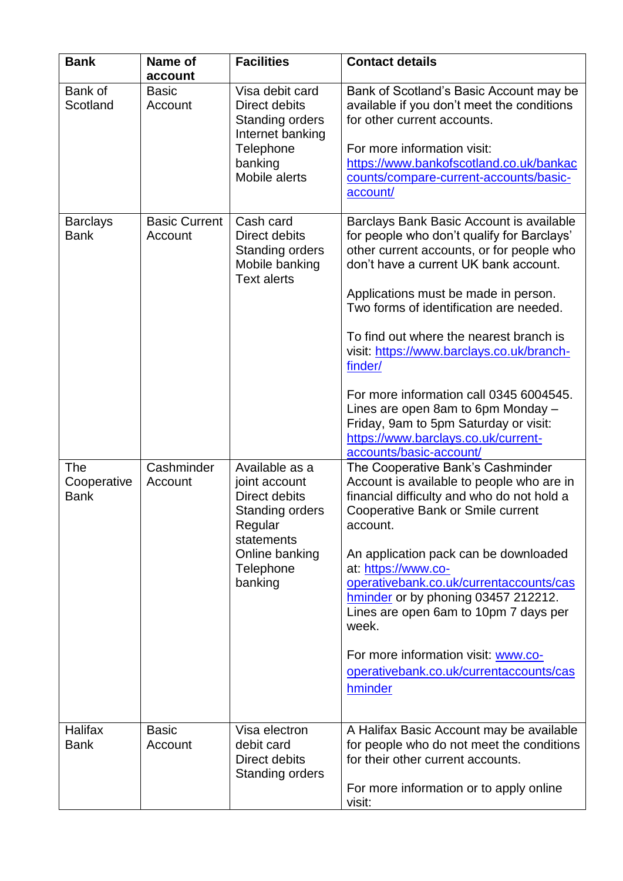| Bank | Name of account | Facilities | Contact details |
|---|---|---|---|
| Bank of Scotland | Basic Account | Visa debit card<br>Direct debits<br>Standing orders<br>Internet banking<br>Telephone banking<br>Mobile alerts | Bank of Scotland's Basic Account may be available if you don't meet the conditions for other current accounts.<br><br>For more information visit: [https://www.bankofscotland.co.uk/bankaccounts/compare-current-accounts/basic-account/](https://www.bankofscotland.co.uk/bankaccounts/compare-current-accounts/basic-account/) |
| Barclays Bank | Basic Current Account | Cash card<br>Direct debits<br>Standing orders<br>Mobile banking<br>Text alerts | Barclays Bank Basic Account is available for people who don't qualify for Barclays' other current accounts, or for people who don't have a current UK bank account.<br><br>Applications must be made in person. Two forms of identification are needed.<br><br>To find out where the nearest branch is visit: [https://www.barclays.co.uk/branch-finder/](https://www.barclays.co.uk/branch-finder/)<br><br>For more information call 0345 6004545. Lines are open 8am to 6pm Monday – Friday, 9am to 5pm Saturday or visit: [https://www.barclays.co.uk/current-accounts/basic-account/](https://www.barclays.co.uk/current-accounts/basic-account/) |
| The Cooperative Bank | Cashminder Account | Available as a joint account<br>Direct debits<br>Standing orders<br>Regular statements<br>Online banking<br>Telephone banking | The Cooperative Bank's Cashminder Account is available to people who are in financial difficulty and who do not hold a Cooperative Bank or Smile current account.<br><br>An application pack can be downloaded at: [https://www.co-operativebank.co.uk/currentaccounts/cashminder](https://www.co-operativebank.co.uk/currentaccounts/cashminder) or by phoning 03457 212212. Lines are open 6am to 10pm 7 days per week.<br><br>For more information visit: [www.co-operativebank.co.uk/currentaccounts/cashminder](www.co-operativebank.co.uk/currentaccounts/cashminder) |
| Halifax Bank | Basic Account | Visa electron debit card<br>Direct debits<br>Standing orders | A Halifax Basic Account may be available for people who do not meet the conditions for their other current accounts.<br><br>For more information or to apply online visit: |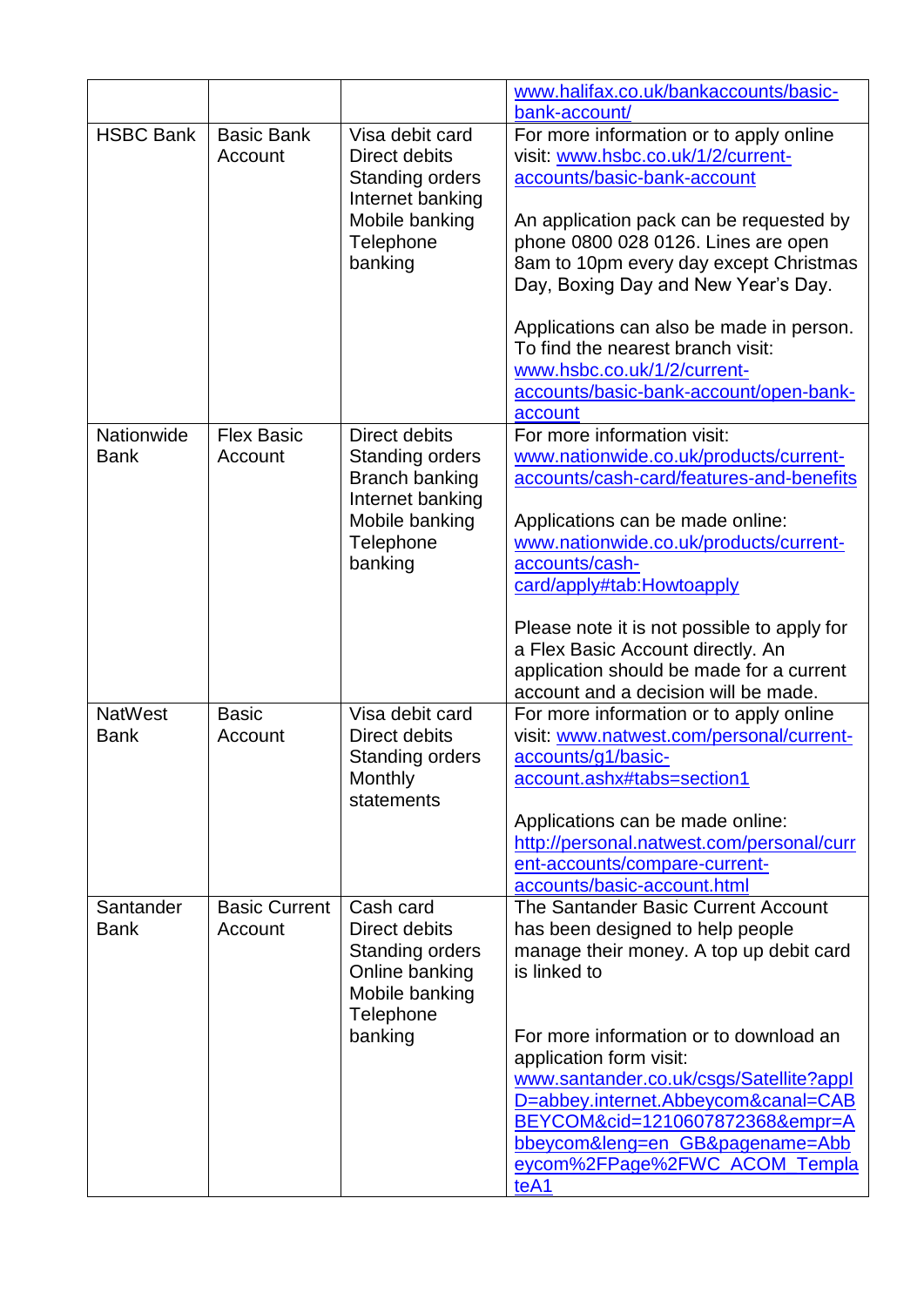| | | | |
|---|---|---|---|
| | | | www.halifax.co.uk/bankaccounts/basic-bank-account/ |
| HSBC Bank | Basic Bank Account | Visa debit card<br>Direct debits<br>Standing orders<br>Internet banking<br>Mobile banking<br>Telephone banking | For more information or to apply online visit: www.hsbc.co.uk/1/2/current-accounts/basic-bank-account<br><br>An application pack can be requested by phone 0800 028 0126. Lines are open 8am to 10pm every day except Christmas Day, Boxing Day and New Year's Day.<br><br>Applications can also be made in person. To find the nearest branch visit: www.hsbc.co.uk/1/2/current-accounts/basic-bank-account/open-bank-account |
| Nationwide Bank | Flex Basic Account | Direct debits<br>Standing orders<br>Branch banking<br>Internet banking<br>Mobile banking<br>Telephone banking | For more information visit: www.nationwide.co.uk/products/current-accounts/cash-card/features-and-benefits<br><br>Applications can be made online: www.nationwide.co.uk/products/current-accounts/cash-card/apply#tab:Howtoapply<br><br>Please note it is not possible to apply for a Flex Basic Account directly. An application should be made for a current account and a decision will be made. |
| NatWest Bank | Basic Account | Visa debit card<br>Direct debits<br>Standing orders<br>Monthly statements | For more information or to apply online visit: www.natwest.com/personal/current-accounts/g1/basic-account.ashx#tabs=section1<br><br>Applications can be made online: http://personal.natwest.com/personal/current-accounts/compare-current-accounts/basic-account.html |
| Santander Bank | Basic Current Account | Cash card<br>Direct debits<br>Standing orders<br>Online banking<br>Mobile banking<br>Telephone banking | The Santander Basic Current Account has been designed to help people manage their money. A top up debit card is linked to<br><br>For more information or to download an application form visit: www.santander.co.uk/csgs/Satellite?appID=abbey.internet.Abbeycom&canal=CABBEYCOM&cid=1210607872368&empr=Abbeycom&leng=en_GB&pagename=Abbeycom%2FPage%2FWC_ACOM_TemplateA1 |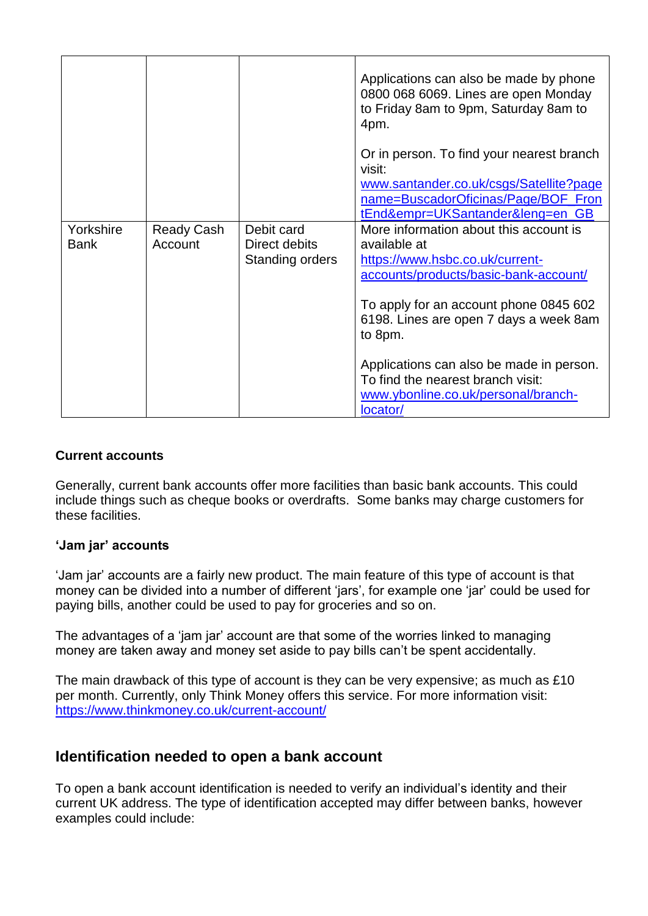| | | | |
|---|---|---|---|
| | | | Applications can also be made by phone 0800 068 6069. Lines are open Monday to Friday 8am to 9pm, Saturday 8am to 4pm.<br><br>Or in person. To find your nearest branch visit: www.santander.co.uk/csgs/Satellite?pagename=BuscadorOficinas/Page/BOF_FrontEnd&empr=UKSantander&leng=en_GB |
| Yorkshire Bank | Ready Cash Account | Debit card<br>Direct debits<br>Standing orders | More information about this account is available at https://www.hsbc.co.uk/current-accounts/products/basic-bank-account/<br><br>To apply for an account phone 0845 602 6198. Lines are open 7 days a week 8am to 8pm.<br><br>Applications can also be made in person. To find the nearest branch visit: www.ybonline.co.uk/personal/branch-locator/ |

**Current accounts**

Generally, current bank accounts offer more facilities than basic bank accounts. This could include things such as cheque books or overdrafts. Some banks may charge customers for these facilities.

**'Jam jar' accounts**

'Jam jar' accounts are a fairly new product. The main feature of this type of account is that money can be divided into a number of different 'jars', for example one 'jar' could be used for paying bills, another could be used to pay for groceries and so on.

The advantages of a 'jam jar' account are that some of the worries linked to managing money are taken away and money set aside to pay bills can't be spent accidentally.

The main drawback of this type of account is they can be very expensive; as much as £10 per month. Currently, only Think Money offers this service. For more information visit: https://www.thinkmoney.co.uk/current-account/

## Identification needed to open a bank account

To open a bank account identification is needed to verify an individual's identity and their current UK address. The type of identification accepted may differ between banks, however examples could include: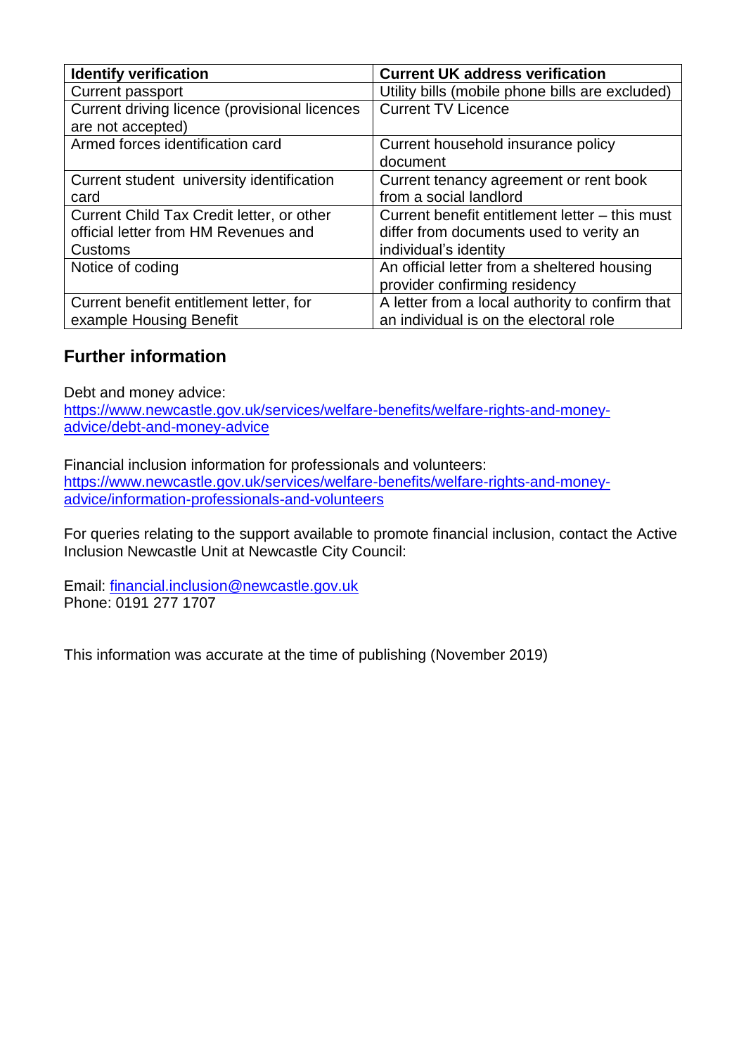| Identify verification | Current UK address verification |
|---|---|
| Current passport | Utility bills (mobile phone bills are excluded) |
| Current driving licence (provisional licences are not accepted) | Current TV Licence |
| Armed forces identification card | Current household insurance policy document |
| Current student university identification card | Current tenancy agreement or rent book from a social landlord |
| Current Child Tax Credit letter, or other official letter from HM Revenues and Customs | Current benefit entitlement letter – this must differ from documents used to verity an individual's identity |
| Notice of coding | An official letter from a sheltered housing provider confirming residency |
| Current benefit entitlement letter, for example Housing Benefit | A letter from a local authority to confirm that an individual is on the electoral role |

## Further information

Debt and money advice:
https://www.newcastle.gov.uk/services/welfare-benefits/welfare-rights-and-money-advice/debt-and-money-advice

Financial inclusion information for professionals and volunteers:
https://www.newcastle.gov.uk/services/welfare-benefits/welfare-rights-and-money-advice/information-professionals-and-volunteers

For queries relating to the support available to promote financial inclusion, contact the Active Inclusion Newcastle Unit at Newcastle City Council:

Email: financial.inclusion@newcastle.gov.uk
Phone: 0191 277 1707

This information was accurate at the time of publishing (November 2019)